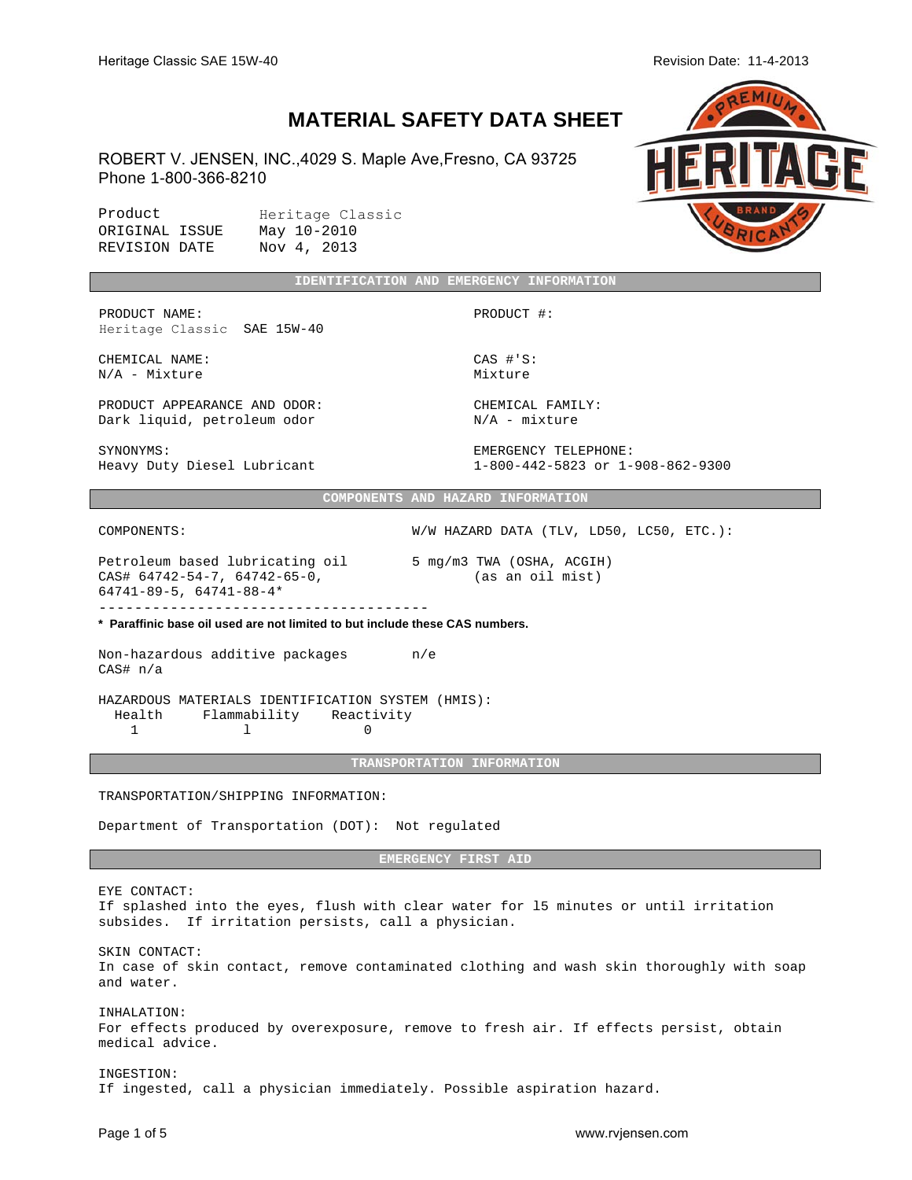# MATERIAL SAFETY DATA SHEET

ROBERT V. JENSEN, INC.,4029 S. Maple Ave,Fresno, CA 93725
Phone 1-800-366-8210

| | |
|---|---|
| Product | Heritage Classic |
| ORIGINAL ISSUE | May 10-2010 |
| REVISION DATE | Nov 4, 2013 |

## IDENTIFICATION AND EMERGENCY INFORMATION

PRODUCT NAME:
Heritage Classic SAE 15W-40

PRODUCT #:

CHEMICAL NAME:
N/A - Mixture

CAS #'S:
Mixture

PRODUCT APPEARANCE AND ODOR:
Dark liquid, petroleum odor

CHEMICAL FAMILY:
N/A - mixture

SYNONYMS:
Heavy Duty Diesel Lubricant

EMERGENCY TELEPHONE:
1-800-442-5823 or 1-908-862-9300

## COMPONENTS AND HAZARD INFORMATION

| COMPONENTS: | W/W HAZARD DATA (TLV, LD50, LC50, ETC.): |
|---|---|
| Petroleum based lubricating oil CAS# 64742-54-7, 64742-65-0, 64741-89-5, 64741-88-4* | 5 mg/m3 TWA (OSHA, ACGIH) (as an oil mist) |

**\* Paraffinic base oil used are not limited to but include these CAS numbers.**

| | |
|---|---|
| Non-hazardous additive packages CAS# n/a | n/e |

HAZARDOUS MATERIALS IDENTIFICATION SYSTEM (HMIS):

| Health | Flammability | Reactivity |
|---|---|---|
| 1 | 1 | 0 |

## TRANSPORTATION INFORMATION

TRANSPORTATION/SHIPPING INFORMATION:

Department of Transportation (DOT): Not regulated

## EMERGENCY FIRST AID

EYE CONTACT:
If splashed into the eyes, flush with clear water for 15 minutes or until irritation subsides. If irritation persists, call a physician.

SKIN CONTACT:
In case of skin contact, remove contaminated clothing and wash skin thoroughly with soap and water.

INHALATION:
For effects produced by overexposure, remove to fresh air. If effects persist, obtain medical advice.

INGESTION:
If ingested, call a physician immediately. Possible aspiration hazard.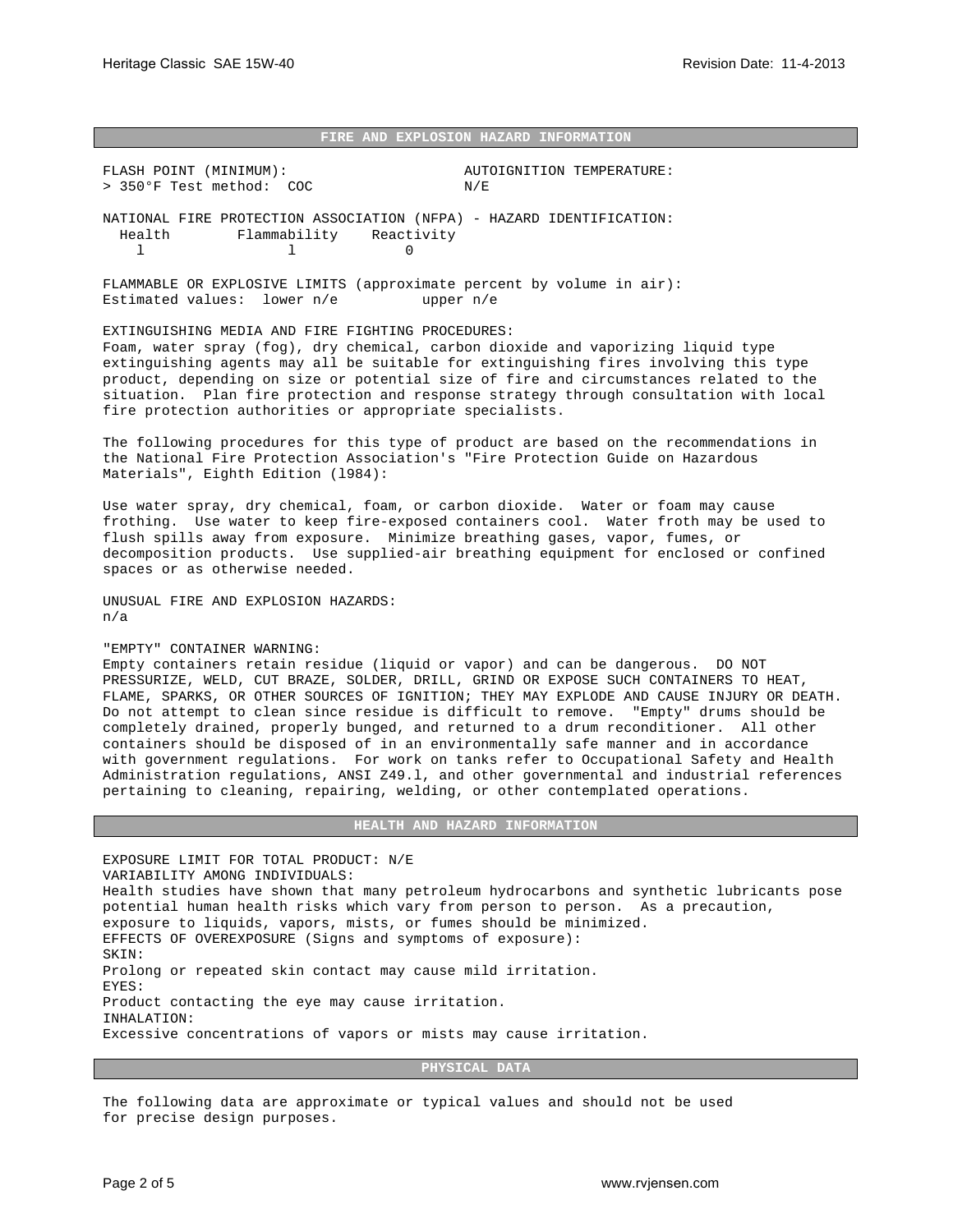## FIRE AND EXPLOSION HAZARD INFORMATION

FLASH POINT (MINIMUM):
> 350°F Test method: COC

AUTOIGNITION TEMPERATURE:
N/E

NATIONAL FIRE PROTECTION ASSOCIATION (NFPA) - HAZARD IDENTIFICATION:

| Health | Flammability | Reactivity |
|---|---|---|
| l | l | 0 |

FLAMMABLE OR EXPLOSIVE LIMITS (approximate percent by volume in air):
Estimated values: lower n/e upper n/e

EXTINGUISHING MEDIA AND FIRE FIGHTING PROCEDURES:
Foam, water spray (fog), dry chemical, carbon dioxide and vaporizing liquid type extinguishing agents may all be suitable for extinguishing fires involving this type product, depending on size or potential size of fire and circumstances related to the situation. Plan fire protection and response strategy through consultation with local fire protection authorities or appropriate specialists.

The following procedures for this type of product are based on the recommendations in the National Fire Protection Association's "Fire Protection Guide on Hazardous Materials", Eighth Edition (l984):

Use water spray, dry chemical, foam, or carbon dioxide. Water or foam may cause frothing. Use water to keep fire-exposed containers cool. Water froth may be used to flush spills away from exposure. Minimize breathing gases, vapor, fumes, or decomposition products. Use supplied-air breathing equipment for enclosed or confined spaces or as otherwise needed.

UNUSUAL FIRE AND EXPLOSION HAZARDS:
n/a

"EMPTY" CONTAINER WARNING:
Empty containers retain residue (liquid or vapor) and can be dangerous. DO NOT PRESSURIZE, WELD, CUT BRAZE, SOLDER, DRILL, GRIND OR EXPOSE SUCH CONTAINERS TO HEAT, FLAME, SPARKS, OR OTHER SOURCES OF IGNITION; THEY MAY EXPLODE AND CAUSE INJURY OR DEATH. Do not attempt to clean since residue is difficult to remove. "Empty" drums should be completely drained, properly bunged, and returned to a drum reconditioner. All other containers should be disposed of in an environmentally safe manner and in accordance with government regulations. For work on tanks refer to Occupational Safety and Health Administration regulations, ANSI Z49.l, and other governmental and industrial references pertaining to cleaning, repairing, welding, or other contemplated operations.

## HEALTH AND HAZARD INFORMATION

EXPOSURE LIMIT FOR TOTAL PRODUCT: N/E

VARIABILITY AMONG INDIVIDUALS:
Health studies have shown that many petroleum hydrocarbons and synthetic lubricants pose potential human health risks which vary from person to person. As a precaution, exposure to liquids, vapors, mists, or fumes should be minimized.

EFFECTS OF OVEREXPOSURE (Signs and symptoms of exposure):

SKIN:
Prolong or repeated skin contact may cause mild irritation.

EYES:
Product contacting the eye may cause irritation.

INHALATION:
Excessive concentrations of vapors or mists may cause irritation.

## PHYSICAL DATA

The following data are approximate or typical values and should not be used for precise design purposes.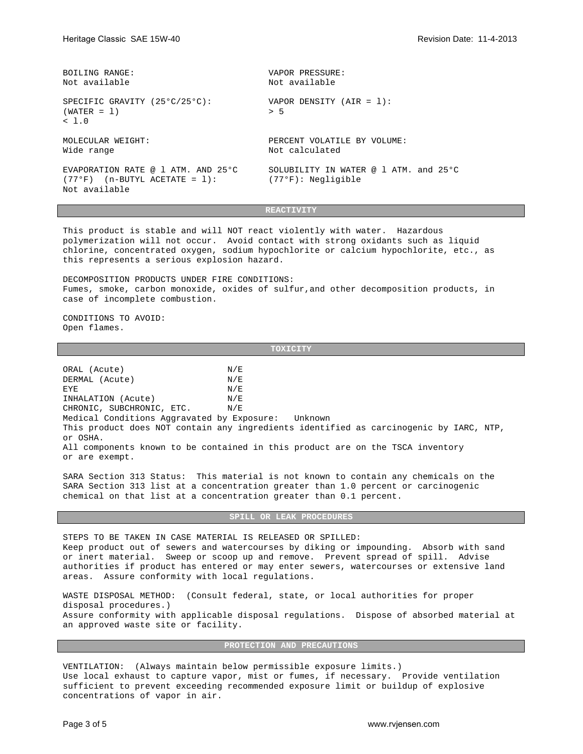BOILING RANGE:
Not available

VAPOR PRESSURE:
Not available

SPECIFIC GRAVITY (25°C/25°C):
(WATER = l)
< l.0

VAPOR DENSITY (AIR = l):
> 5

MOLECULAR WEIGHT:
Wide range

PERCENT VOLATILE BY VOLUME:
Not calculated

EVAPORATION RATE @ l ATM. AND 25°C (77°F) (n-BUTYL ACETATE = l):
Not available

SOLUBILITY IN WATER @ l ATM. and 25°C (77°F): Negligible

## REACTIVITY

This product is stable and will NOT react violently with water. Hazardous polymerization will not occur. Avoid contact with strong oxidants such as liquid chlorine, concentrated oxygen, sodium hypochlorite or calcium hypochlorite, etc., as this represents a serious explosion hazard.

DECOMPOSITION PRODUCTS UNDER FIRE CONDITIONS:
Fumes, smoke, carbon monoxide, oxides of sulfur,and other decomposition products, in case of incomplete combustion.

CONDITIONS TO AVOID:
Open flames.

## TOXICITY

| | |
|---|---|
| ORAL (Acute) | N/E |
| DERMAL (Acute) | N/E |
| EYE | N/E |
| INHALATION (Acute) | N/E |
| CHRONIC, SUBCHRONIC, ETC. | N/E |

Medical Conditions Aggravated by Exposure: Unknown
This product does NOT contain any ingredients identified as carcinogenic by IARC, NTP, or OSHA.
All components known to be contained in this product are on the TSCA inventory or are exempt.

SARA Section 313 Status: This material is not known to contain any chemicals on the SARA Section 313 list at a concentration greater than 1.0 percent or carcinogenic chemical on that list at a concentration greater than 0.1 percent.

## SPILL OR LEAK PROCEDURES

STEPS TO BE TAKEN IN CASE MATERIAL IS RELEASED OR SPILLED:
Keep product out of sewers and watercourses by diking or impounding. Absorb with sand or inert material. Sweep or scoop up and remove. Prevent spread of spill. Advise authorities if product has entered or may enter sewers, watercourses or extensive land areas. Assure conformity with local regulations.

WASTE DISPOSAL METHOD: (Consult federal, state, or local authorities for proper disposal procedures.)
Assure conformity with applicable disposal regulations. Dispose of absorbed material at an approved waste site or facility.

## PROTECTION AND PRECAUTIONS

VENTILATION: (Always maintain below permissible exposure limits.)
Use local exhaust to capture vapor, mist or fumes, if necessary. Provide ventilation sufficient to prevent exceeding recommended exposure limit or buildup of explosive concentrations of vapor in air.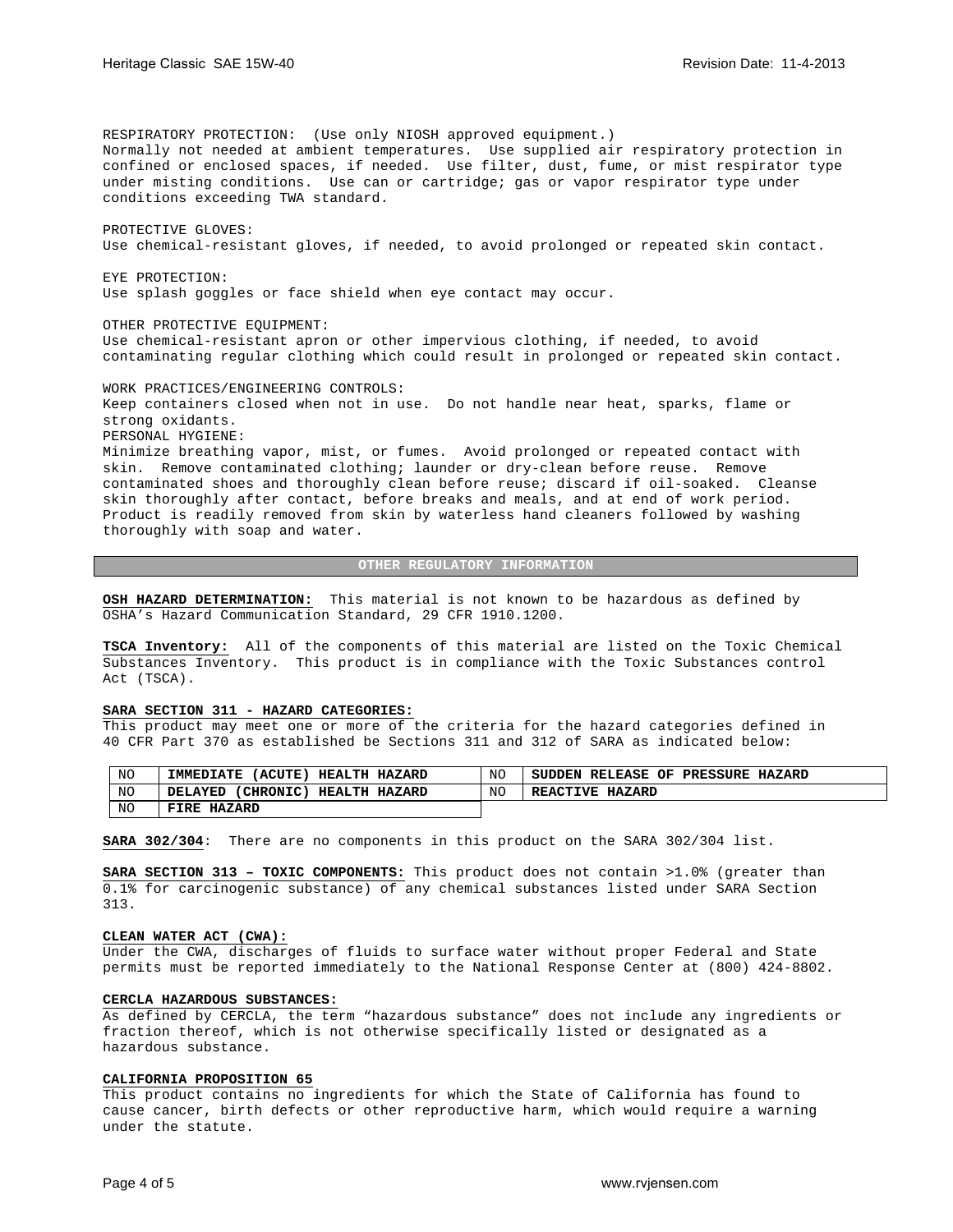RESPIRATORY PROTECTION: (Use only NIOSH approved equipment.)
Normally not needed at ambient temperatures. Use supplied air respiratory protection in confined or enclosed spaces, if needed. Use filter, dust, fume, or mist respirator type under misting conditions. Use can or cartridge; gas or vapor respirator type under conditions exceeding TWA standard.

PROTECTIVE GLOVES:
Use chemical-resistant gloves, if needed, to avoid prolonged or repeated skin contact.

EYE PROTECTION:
Use splash goggles or face shield when eye contact may occur.

OTHER PROTECTIVE EQUIPMENT:
Use chemical-resistant apron or other impervious clothing, if needed, to avoid contaminating regular clothing which could result in prolonged or repeated skin contact.

WORK PRACTICES/ENGINEERING CONTROLS:
Keep containers closed when not in use. Do not handle near heat, sparks, flame or strong oxidants.
PERSONAL HYGIENE:
Minimize breathing vapor, mist, or fumes. Avoid prolonged or repeated contact with skin. Remove contaminated clothing; launder or dry-clean before reuse. Remove contaminated shoes and thoroughly clean before reuse; discard if oil-soaked. Cleanse skin thoroughly after contact, before breaks and meals, and at end of work period. Product is readily removed from skin by waterless hand cleaners followed by washing thoroughly with soap and water.

## OTHER REGULATORY INFORMATION

**OSH HAZARD DETERMINATION:** This material is not known to be hazardous as defined by OSHA's Hazard Communication Standard, 29 CFR 1910.1200.

**TSCA Inventory:** All of the components of this material are listed on the Toxic Chemical Substances Inventory. This product is in compliance with the Toxic Substances control Act (TSCA).

**SARA SECTION 311 - HAZARD CATEGORIES:**
This product may meet one or more of the criteria for the hazard categories defined in 40 CFR Part 370 as established be Sections 311 and 312 of SARA as indicated below:

| | | | |
|---|---|---|---|
| NO | **IMMEDIATE (ACUTE) HEALTH HAZARD** | NO | **SUDDEN RELEASE OF PRESSURE HAZARD** |
| NO | **DELAYED (CHRONIC) HEALTH HAZARD** | NO | **REACTIVE HAZARD** |
| NO | **FIRE HAZARD** | | |

**SARA 302/304**: There are no components in this product on the SARA 302/304 list.

**SARA SECTION 313 – TOXIC COMPONENTS:** This product does not contain >1.0% (greater than 0.1% for carcinogenic substance) of any chemical substances listed under SARA Section 313.

**CLEAN WATER ACT (CWA):**
Under the CWA, discharges of fluids to surface water without proper Federal and State permits must be reported immediately to the National Response Center at (800) 424-8802.

**CERCLA HAZARDOUS SUBSTANCES:**
As defined by CERCLA, the term "hazardous substance" does not include any ingredients or fraction thereof, which is not otherwise specifically listed or designated as a hazardous substance.

**CALIFORNIA PROPOSITION 65**
This product contains no ingredients for which the State of California has found to cause cancer, birth defects or other reproductive harm, which would require a warning under the statute.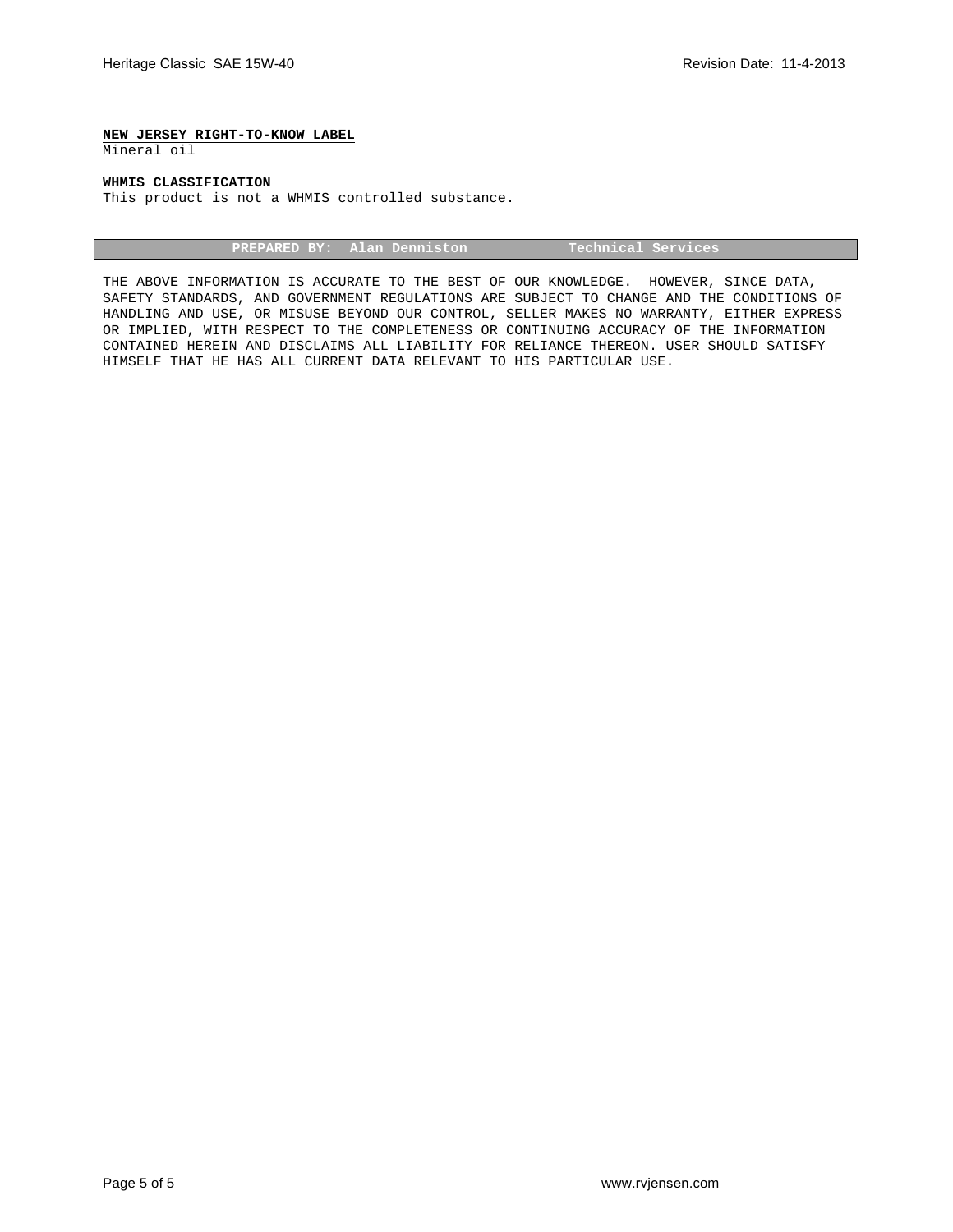**NEW JERSEY RIGHT-TO-KNOW LABEL**

Mineral oil

**WHMIS CLASSIFICATION**

This product is not a WHMIS controlled substance.

**PREPARED BY: Alan Denniston Technical Services**

THE ABOVE INFORMATION IS ACCURATE TO THE BEST OF OUR KNOWLEDGE. HOWEVER, SINCE DATA, SAFETY STANDARDS, AND GOVERNMENT REGULATIONS ARE SUBJECT TO CHANGE AND THE CONDITIONS OF HANDLING AND USE, OR MISUSE BEYOND OUR CONTROL, SELLER MAKES NO WARRANTY, EITHER EXPRESS OR IMPLIED, WITH RESPECT TO THE COMPLETENESS OR CONTINUING ACCURACY OF THE INFORMATION CONTAINED HEREIN AND DISCLAIMS ALL LIABILITY FOR RELIANCE THEREON. USER SHOULD SATISFY HIMSELF THAT HE HAS ALL CURRENT DATA RELEVANT TO HIS PARTICULAR USE.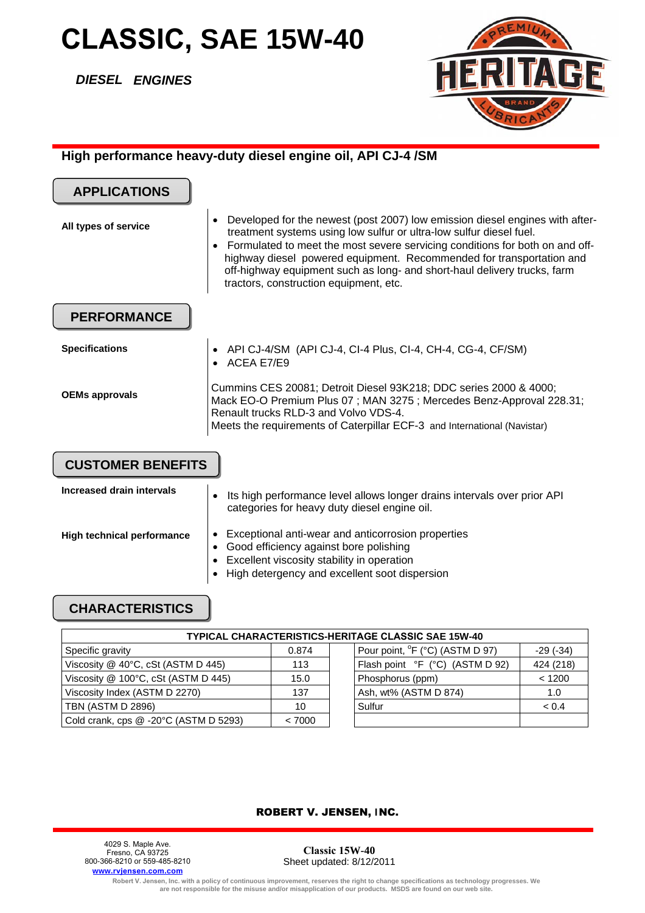# CLASSIC, SAE 15W-40

***DIESEL ENGINES***

## High performance heavy-duty diesel engine oil, API CJ-4 /SM

## APPLICATIONS

**All types of service**

- Developed for the newest (post 2007) low emission diesel engines with after-treatment systems using low sulfur or ultra-low sulfur diesel fuel.
- Formulated to meet the most severe servicing conditions for both on and off-highway diesel powered equipment. Recommended for transportation and off-highway equipment such as long- and short-haul delivery trucks, farm tractors, construction equipment, etc.

## PERFORMANCE

**Specifications**

- API CJ-4/SM (API CJ-4, CI-4 Plus, CI-4, CH-4, CG-4, CF/SM)
- ACEA E7/E9

**OEMs approvals**

Cummins CES 20081; Detroit Diesel 93K218; DDC series 2000 & 4000; Mack EO-O Premium Plus 07 ; MAN 3275 ; Mercedes Benz-Approval 228.31; Renault trucks RLD-3 and Volvo VDS-4.
Meets the requirements of Caterpillar ECF-3 and International (Navistar)

## CUSTOMER BENEFITS

**Increased drain intervals**

- Its high performance level allows longer drains intervals over prior API categories for heavy duty diesel engine oil.

**High technical performance**

- Exceptional anti-wear and anticorrosion properties
- Good efficiency against bore polishing
- Excellent viscosity stability in operation
- High detergency and excellent soot dispersion

## CHARACTERISTICS

| TYPICAL CHARACTERISTICS-HERITAGE CLASSIC SAE 15W-40 | | | |
|---|---|---|---|
| Specific gravity | 0.874 | Pour point, °F (°C) (ASTM D 97) | -29 (-34) |
| Viscosity @ 40°C, cSt (ASTM D 445) | 113 | Flash point °F (°C) (ASTM D 92) | 424 (218) |
| Viscosity @ 100°C, cSt (ASTM D 445) | 15.0 | Phosphorus (ppm) | < 1200 |
| Viscosity Index (ASTM D 2270) | 137 | Ash, wt% (ASTM D 874) | 1.0 |
| TBN (ASTM D 2896) | 10 | Sulfur | < 0.4 |
| Cold crank, cps @ -20°C (ASTM D 5293) | < 7000 | | |

**ROBERT V. JENSEN, INC.**

4029 S. Maple Ave.
Fresno, CA 93725
800-366-8210 or 559-485-8210
www.rvjensen.com.com

**Classic 15W-40**
Sheet updated: 8/12/2011

Robert V. Jensen, Inc. with a policy of continuous improvement, reserves the right to change specifications as technology progresses. We are not responsible for the misuse and/or misapplication of our products. MSDS are found on our web site.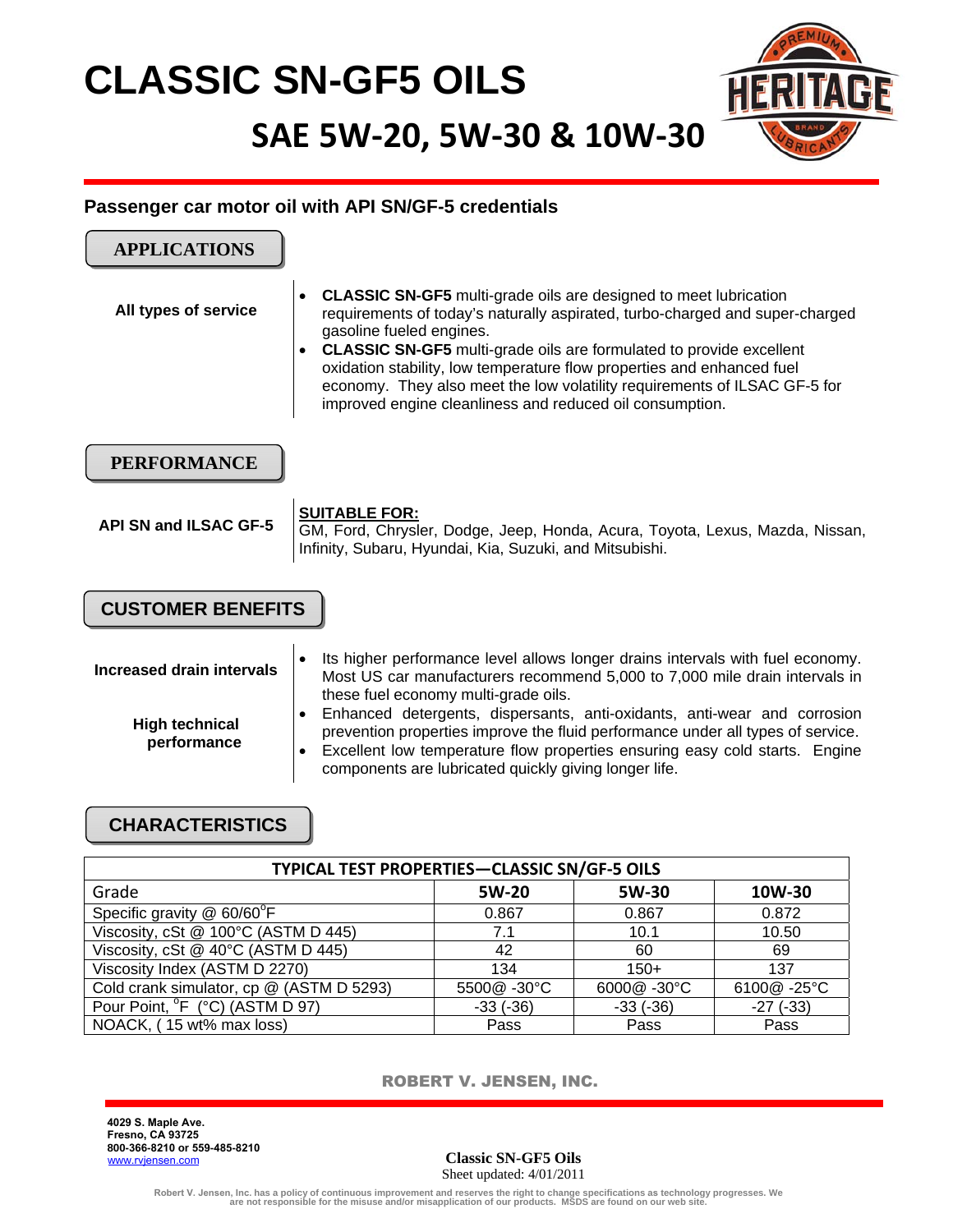# CLASSIC SN-GF5 OILS

## SAE 5W-20, 5W-30 & 10W-30

**Passenger car motor oil with API SN/GF-5 credentials**

### APPLICATIONS

**All types of service**

- **CLASSIC SN-GF5** multi-grade oils are designed to meet lubrication requirements of today's naturally aspirated, turbo-charged and super-charged gasoline fueled engines.
- **CLASSIC SN-GF5** multi-grade oils are formulated to provide excellent oxidation stability, low temperature flow properties and enhanced fuel economy. They also meet the low volatility requirements of ILSAC GF-5 for improved engine cleanliness and reduced oil consumption.

### PERFORMANCE

**API SN and ILSAC GF-5**

**SUITABLE FOR:**
GM, Ford, Chrysler, Dodge, Jeep, Honda, Acura, Toyota, Lexus, Mazda, Nissan, Infinity, Subaru, Hyundai, Kia, Suzuki, and Mitsubishi.

### CUSTOMER BENEFITS

**Increased drain intervals**

- Its higher performance level allows longer drains intervals with fuel economy. Most US car manufacturers recommend 5,000 to 7,000 mile drain intervals in these fuel economy multi-grade oils.

**High technical performance**

- Enhanced detergents, dispersants, anti-oxidants, anti-wear and corrosion prevention properties improve the fluid performance under all types of service.
- Excellent low temperature flow properties ensuring easy cold starts. Engine components are lubricated quickly giving longer life.

### CHARACTERISTICS

| TYPICAL TEST PROPERTIES—CLASSIC SN/GF-5 OILS | | | |
|---|---|---|---|
| Grade | 5W-20 | 5W-30 | 10W-30 |
| Specific gravity @ 60/60°F | 0.867 | 0.867 | 0.872 |
| Viscosity, cSt @ 100°C (ASTM D 445) | 7.1 | 10.1 | 10.50 |
| Viscosity, cSt @ 40°C (ASTM D 445) | 42 | 60 | 69 |
| Viscosity Index (ASTM D 2270) | 134 | 150+ | 137 |
| Cold crank simulator, cp @ (ASTM D 5293) | 5500@ -30°C | 6000@ -30°C | 6100@ -25°C |
| Pour Point, °F (°C) (ASTM D 97) | -33 (-36) | -33 (-36) | -27 (-33) |
| NOACK, ( 15 wt% max loss) | Pass | Pass | Pass |

ROBERT V. JENSEN, INC.

4029 S. Maple Ave.
Fresno, CA 93725
800-366-8210 or 559-485-8210
www.rvjensen.com

**Classic SN-GF5 Oils**
Sheet updated: 4/01/2011

Robert V. Jensen, Inc. has a policy of continuous improvement and reserves the right to change specifications as technology progresses. We are not responsible for the misuse and/or misapplication of our products. MSDS are found on our web site.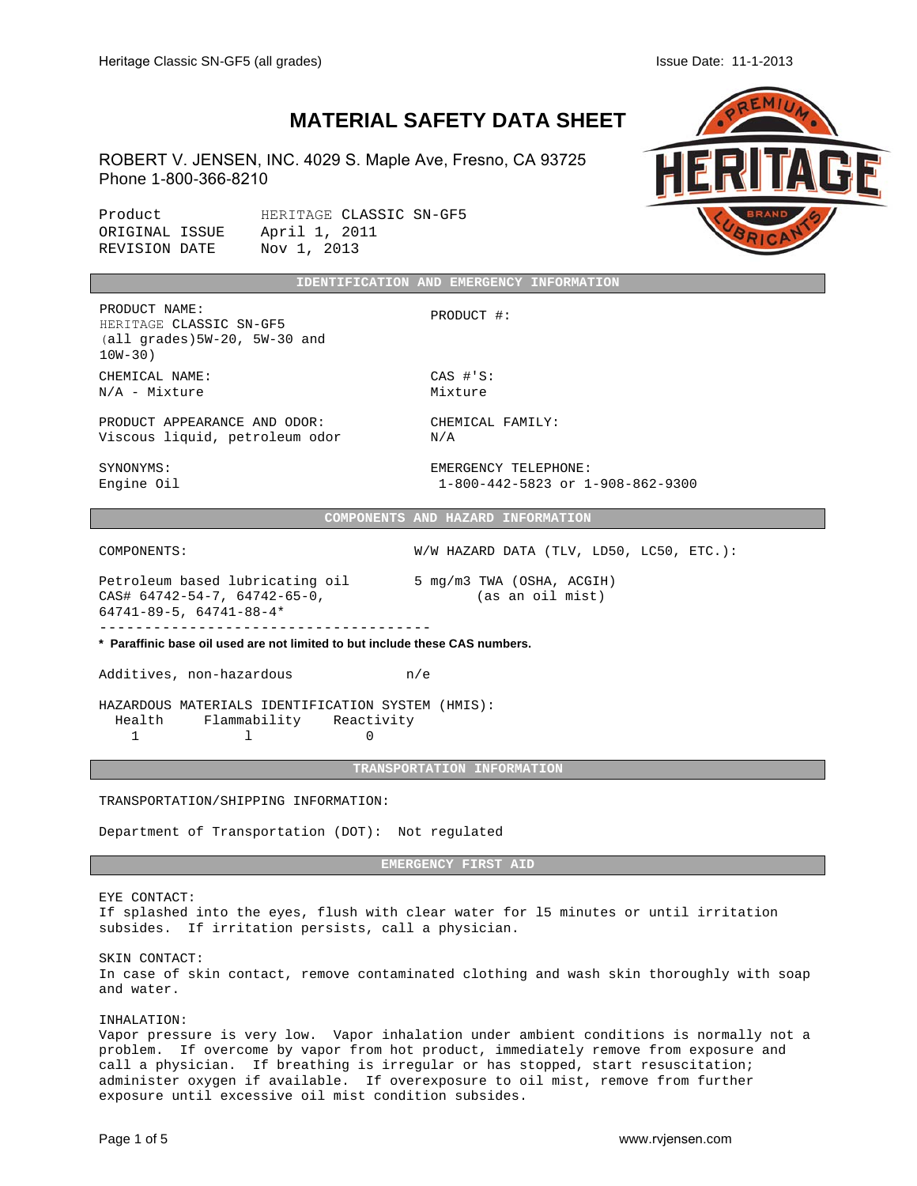# MATERIAL SAFETY DATA SHEET

ROBERT V. JENSEN, INC. 4029 S. Maple Ave, Fresno, CA 93725
Phone 1-800-366-8210

| | |
|---|---|
| Product | HERITAGE CLASSIC SN-GF5 |
| ORIGINAL ISSUE | April 1, 2011 |
| REVISION DATE | Nov 1, 2013 |

## IDENTIFICATION AND EMERGENCY INFORMATION

PRODUCT NAME:
HERITAGE CLASSIC SN-GF5
(all grades)5W-20, 5W-30 and 10W-30)

PRODUCT #:

CHEMICAL NAME:
N/A - Mixture

CAS #'S:
Mixture

PRODUCT APPEARANCE AND ODOR:
Viscous liquid, petroleum odor

CHEMICAL FAMILY:
N/A

SYNONYMS:
Engine Oil

EMERGENCY TELEPHONE:
1-800-442-5823 or 1-908-862-9300

## COMPONENTS AND HAZARD INFORMATION

| COMPONENTS: | W/W HAZARD DATA (TLV, LD50, LC50, ETC.): |
|---|---|
| Petroleum based lubricating oil CAS# 64742-54-7, 64742-65-0, 64741-89-5, 64741-88-4* | 5 mg/m3 TWA (OSHA, ACGIH) (as an oil mist) |

**\* Paraffinic base oil used are not limited to but include these CAS numbers.**

| | |
|---|---|
| Additives, non-hazardous | n/e |

HAZARDOUS MATERIALS IDENTIFICATION SYSTEM (HMIS):

| Health | Flammability | Reactivity |
|---|---|---|
| 1 | 1 | 0 |

## TRANSPORTATION INFORMATION

TRANSPORTATION/SHIPPING INFORMATION:

Department of Transportation (DOT): Not regulated

## EMERGENCY FIRST AID

EYE CONTACT:
If splashed into the eyes, flush with clear water for 15 minutes or until irritation subsides. If irritation persists, call a physician.

SKIN CONTACT:
In case of skin contact, remove contaminated clothing and wash skin thoroughly with soap and water.

INHALATION:
Vapor pressure is very low. Vapor inhalation under ambient conditions is normally not a problem. If overcome by vapor from hot product, immediately remove from exposure and call a physician. If breathing is irregular or has stopped, start resuscitation; administer oxygen if available. If overexposure to oil mist, remove from further exposure until excessive oil mist condition subsides.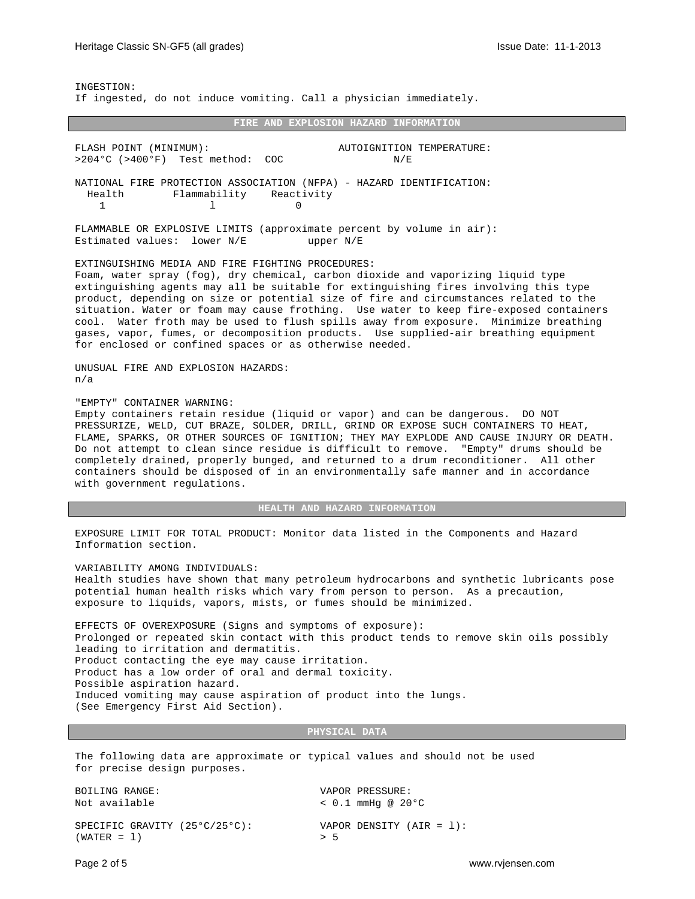INGESTION:
If ingested, do not induce vomiting. Call a physician immediately.

## FIRE AND EXPLOSION HAZARD INFORMATION

FLASH POINT (MINIMUM):
>204°C (>400°F) Test method: COC

AUTOIGNITION TEMPERATURE:
N/E

NATIONAL FIRE PROTECTION ASSOCIATION (NFPA) - HAZARD IDENTIFICATION:

| Health | Flammability | Reactivity |
|---|---|---|
| 1 | l | 0 |

FLAMMABLE OR EXPLOSIVE LIMITS (approximate percent by volume in air):
Estimated values: lower N/E upper N/E

EXTINGUISHING MEDIA AND FIRE FIGHTING PROCEDURES:
Foam, water spray (fog), dry chemical, carbon dioxide and vaporizing liquid type extinguishing agents may all be suitable for extinguishing fires involving this type product, depending on size or potential size of fire and circumstances related to the situation. Water or foam may cause frothing. Use water to keep fire-exposed containers cool. Water froth may be used to flush spills away from exposure. Minimize breathing gases, vapor, fumes, or decomposition products. Use supplied-air breathing equipment for enclosed or confined spaces or as otherwise needed.

UNUSUAL FIRE AND EXPLOSION HAZARDS:
n/a

"EMPTY" CONTAINER WARNING:
Empty containers retain residue (liquid or vapor) and can be dangerous. DO NOT PRESSURIZE, WELD, CUT BRAZE, SOLDER, DRILL, GRIND OR EXPOSE SUCH CONTAINERS TO HEAT, FLAME, SPARKS, OR OTHER SOURCES OF IGNITION; THEY MAY EXPLODE AND CAUSE INJURY OR DEATH. Do not attempt to clean since residue is difficult to remove. "Empty" drums should be completely drained, properly bunged, and returned to a drum reconditioner. All other containers should be disposed of in an environmentally safe manner and in accordance with government regulations.

## HEALTH AND HAZARD INFORMATION

EXPOSURE LIMIT FOR TOTAL PRODUCT: Monitor data listed in the Components and Hazard Information section.

VARIABILITY AMONG INDIVIDUALS:
Health studies have shown that many petroleum hydrocarbons and synthetic lubricants pose potential human health risks which vary from person to person. As a precaution, exposure to liquids, vapors, mists, or fumes should be minimized.

EFFECTS OF OVEREXPOSURE (Signs and symptoms of exposure):
Prolonged or repeated skin contact with this product tends to remove skin oils possibly leading to irritation and dermatitis.
Product contacting the eye may cause irritation.
Product has a low order of oral and dermal toxicity.
Possible aspiration hazard.
Induced vomiting may cause aspiration of product into the lungs.
(See Emergency First Aid Section).

## PHYSICAL DATA

The following data are approximate or typical values and should not be used for precise design purposes.

BOILING RANGE:
Not available

VAPOR PRESSURE:
< 0.1 mmHg @ 20°C

SPECIFIC GRAVITY (25°C/25°C):
(WATER = l)

VAPOR DENSITY (AIR = l):
> 5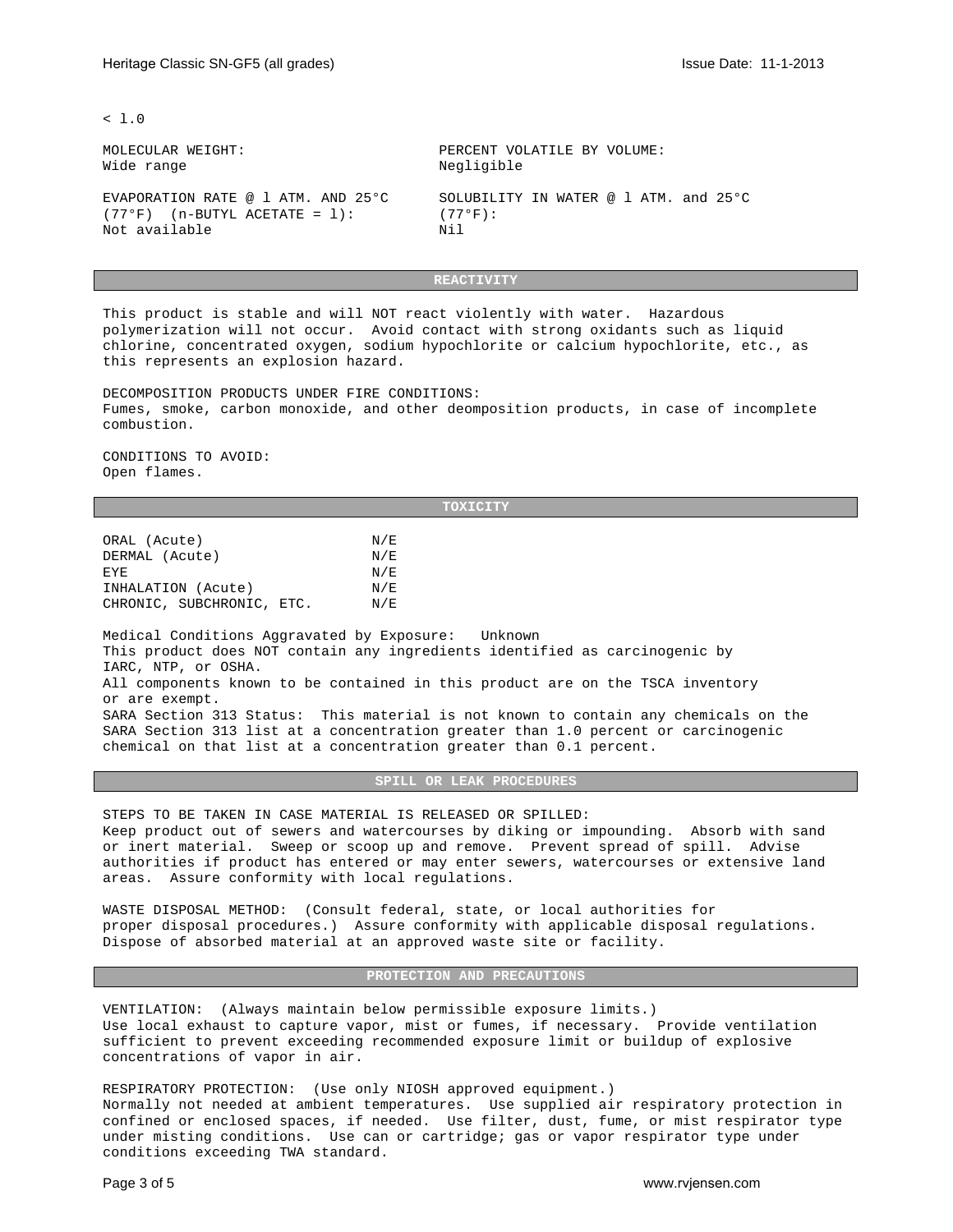< l.0

| MOLECULAR WEIGHT: | PERCENT VOLATILE BY VOLUME: |
| --- | --- |
| Wide range | Negligible |

| EVAPORATION RATE @ l ATM. AND 25°C (77°F) (n-BUTYL ACETATE = l): | SOLUBILITY IN WATER @ l ATM. and 25°C (77°F): |
| --- | --- |
| Not available | Nil |

## REACTIVITY

This product is stable and will NOT react violently with water. Hazardous polymerization will not occur. Avoid contact with strong oxidants such as liquid chlorine, concentrated oxygen, sodium hypochlorite or calcium hypochlorite, etc., as this represents an explosion hazard.

DECOMPOSITION PRODUCTS UNDER FIRE CONDITIONS:
Fumes, smoke, carbon monoxide, and other deomposition products, in case of incomplete combustion.

CONDITIONS TO AVOID:
Open flames.

## TOXICITY

| | |
| --- | --- |
| ORAL (Acute) | N/E |
| DERMAL (Acute) | N/E |
| EYE | N/E |
| INHALATION (Acute) | N/E |
| CHRONIC, SUBCHRONIC, ETC. | N/E |

Medical Conditions Aggravated by Exposure: Unknown
This product does NOT contain any ingredients identified as carcinogenic by IARC, NTP, or OSHA.
All components known to be contained in this product are on the TSCA inventory or are exempt.
SARA Section 313 Status: This material is not known to contain any chemicals on the SARA Section 313 list at a concentration greater than 1.0 percent or carcinogenic chemical on that list at a concentration greater than 0.1 percent.

## SPILL OR LEAK PROCEDURES

STEPS TO BE TAKEN IN CASE MATERIAL IS RELEASED OR SPILLED:
Keep product out of sewers and watercourses by diking or impounding. Absorb with sand or inert material. Sweep or scoop up and remove. Prevent spread of spill. Advise authorities if product has entered or may enter sewers, watercourses or extensive land areas. Assure conformity with local regulations.

WASTE DISPOSAL METHOD: (Consult federal, state, or local authorities for proper disposal procedures.) Assure conformity with applicable disposal regulations. Dispose of absorbed material at an approved waste site or facility.

## PROTECTION AND PRECAUTIONS

VENTILATION: (Always maintain below permissible exposure limits.)
Use local exhaust to capture vapor, mist or fumes, if necessary. Provide ventilation sufficient to prevent exceeding recommended exposure limit or buildup of explosive concentrations of vapor in air.

RESPIRATORY PROTECTION: (Use only NIOSH approved equipment.)
Normally not needed at ambient temperatures. Use supplied air respiratory protection in confined or enclosed spaces, if needed. Use filter, dust, fume, or mist respirator type under misting conditions. Use can or cartridge; gas or vapor respirator type under conditions exceeding TWA standard.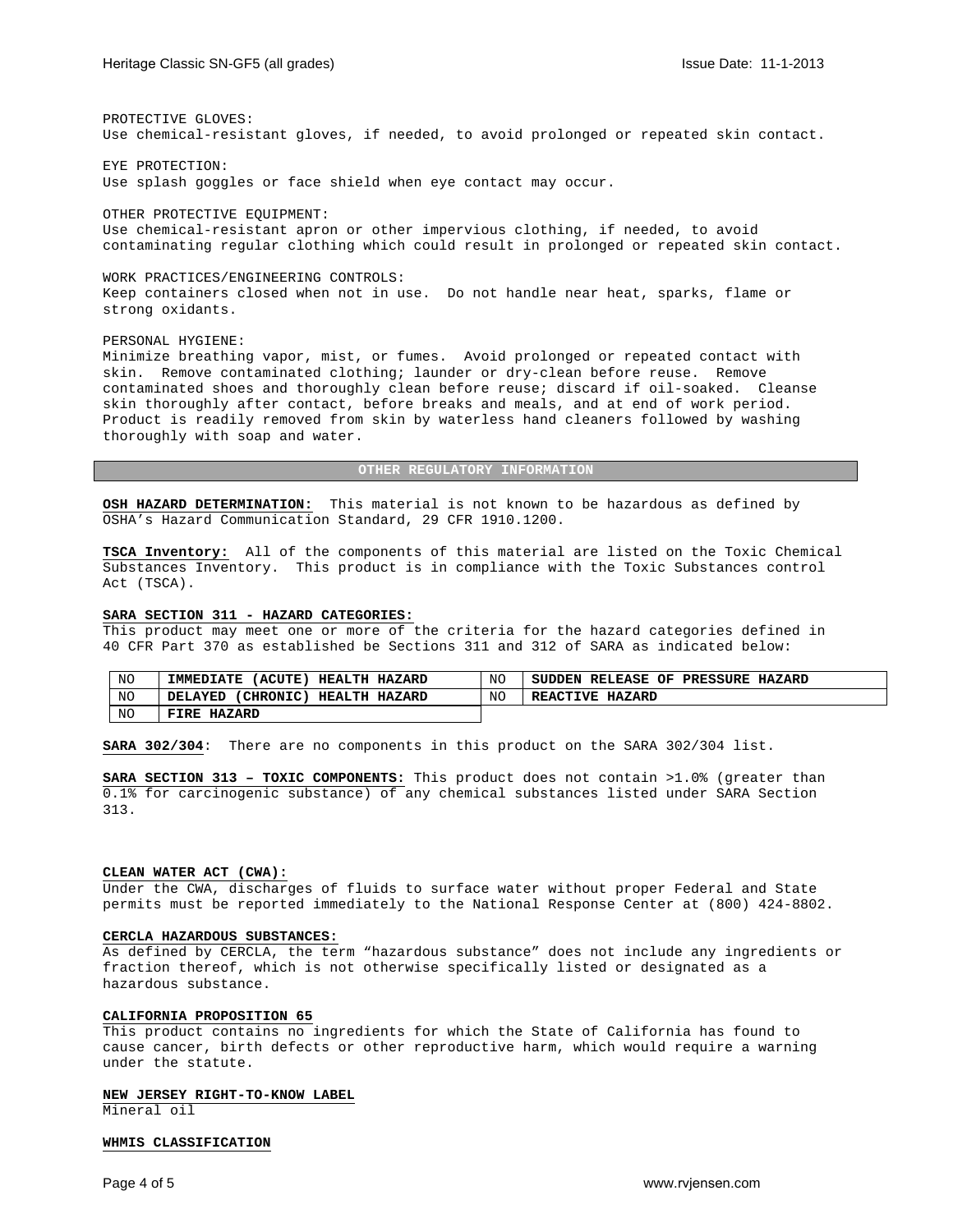PROTECTIVE GLOVES:
Use chemical-resistant gloves, if needed, to avoid prolonged or repeated skin contact.

EYE PROTECTION:
Use splash goggles or face shield when eye contact may occur.

OTHER PROTECTIVE EQUIPMENT:
Use chemical-resistant apron or other impervious clothing, if needed, to avoid contaminating regular clothing which could result in prolonged or repeated skin contact.

WORK PRACTICES/ENGINEERING CONTROLS:
Keep containers closed when not in use. Do not handle near heat, sparks, flame or strong oxidants.

PERSONAL HYGIENE:
Minimize breathing vapor, mist, or fumes. Avoid prolonged or repeated contact with skin. Remove contaminated clothing; launder or dry-clean before reuse. Remove contaminated shoes and thoroughly clean before reuse; discard if oil-soaked. Cleanse skin thoroughly after contact, before breaks and meals, and at end of work period. Product is readily removed from skin by waterless hand cleaners followed by washing thoroughly with soap and water.

## OTHER REGULATORY INFORMATION

**OSH HAZARD DETERMINATION:** This material is not known to be hazardous as defined by OSHA's Hazard Communication Standard, 29 CFR 1910.1200.

**TSCA Inventory:** All of the components of this material are listed on the Toxic Chemical Substances Inventory. This product is in compliance with the Toxic Substances control Act (TSCA).

**SARA SECTION 311 - HAZARD CATEGORIES:**
This product may meet one or more of the criteria for the hazard categories defined in 40 CFR Part 370 as established be Sections 311 and 312 of SARA as indicated below:

| | | | |
|---|---|---|---|
| NO | **IMMEDIATE (ACUTE) HEALTH HAZARD** | NO | **SUDDEN RELEASE OF PRESSURE HAZARD** |
| NO | **DELAYED (CHRONIC) HEALTH HAZARD** | NO | **REACTIVE HAZARD** |
| NO | **FIRE HAZARD** | | |

**SARA 302/304**: There are no components in this product on the SARA 302/304 list.

**SARA SECTION 313 – TOXIC COMPONENTS:** This product does not contain >1.0% (greater than 0.1% for carcinogenic substance) of any chemical substances listed under SARA Section 313.

**CLEAN WATER ACT (CWA):**
Under the CWA, discharges of fluids to surface water without proper Federal and State permits must be reported immediately to the National Response Center at (800) 424-8802.

**CERCLA HAZARDOUS SUBSTANCES:**
As defined by CERCLA, the term "hazardous substance" does not include any ingredients or fraction thereof, which is not otherwise specifically listed or designated as a hazardous substance.

**CALIFORNIA PROPOSITION 65**
This product contains no ingredients for which the State of California has found to cause cancer, birth defects or other reproductive harm, which would require a warning under the statute.

**NEW JERSEY RIGHT-TO-KNOW LABEL**
Mineral oil

**WHMIS CLASSIFICATION**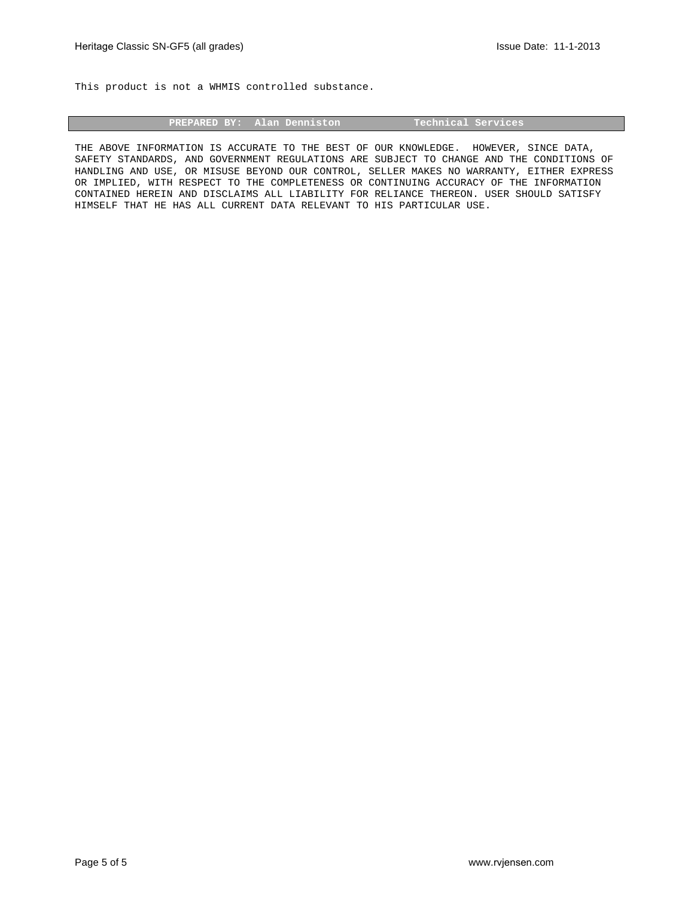This product is not a WHMIS controlled substance.

**PREPARED BY: Alan Denniston Technical Services**

THE ABOVE INFORMATION IS ACCURATE TO THE BEST OF OUR KNOWLEDGE. HOWEVER, SINCE DATA, SAFETY STANDARDS, AND GOVERNMENT REGULATIONS ARE SUBJECT TO CHANGE AND THE CONDITIONS OF HANDLING AND USE, OR MISUSE BEYOND OUR CONTROL, SELLER MAKES NO WARRANTY, EITHER EXPRESS OR IMPLIED, WITH RESPECT TO THE COMPLETENESS OR CONTINUING ACCURACY OF THE INFORMATION CONTAINED HEREIN AND DISCLAIMS ALL LIABILITY FOR RELIANCE THEREON. USER SHOULD SATISFY HIMSELF THAT HE HAS ALL CURRENT DATA RELEVANT TO HIS PARTICULAR USE.